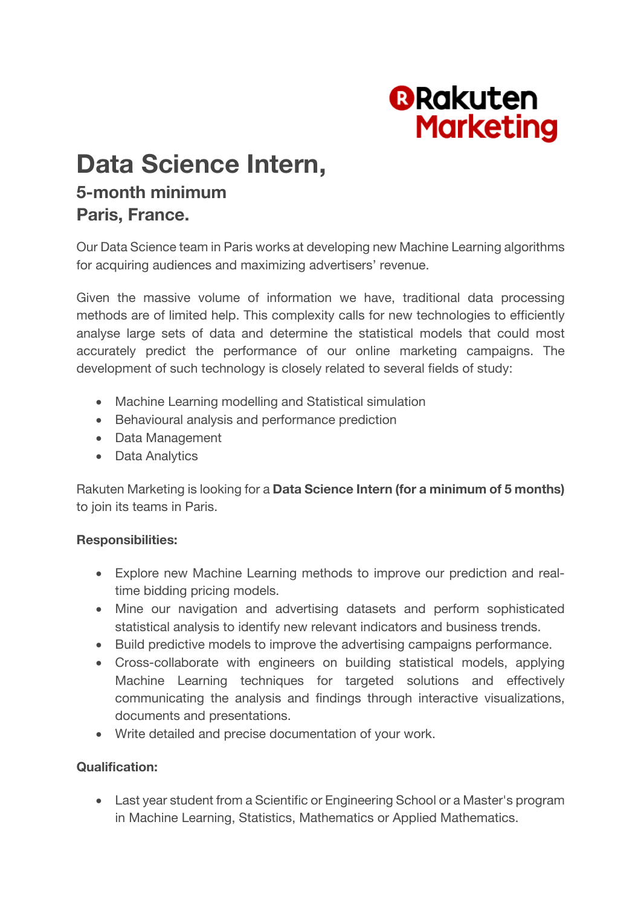Rakuten Marketing

# Data Science Intern,

## 5-month minimum
## Paris, France.

Our Data Science team in Paris works at developing new Machine Learning algorithms for acquiring audiences and maximizing advertisers' revenue.

Given the massive volume of information we have, traditional data processing methods are of limited help. This complexity calls for new technologies to efficiently analyse large sets of data and determine the statistical models that could most accurately predict the performance of our online marketing campaigns. The development of such technology is closely related to several fields of study:

- Machine Learning modelling and Statistical simulation
- Behavioural analysis and performance prediction
- Data Management
- Data Analytics

Rakuten Marketing is looking for a **Data Science Intern (for a minimum of 5 months)** to join its teams in Paris.

**Responsibilities:**

- Explore new Machine Learning methods to improve our prediction and real-time bidding pricing models.
- Mine our navigation and advertising datasets and perform sophisticated statistical analysis to identify new relevant indicators and business trends.
- Build predictive models to improve the advertising campaigns performance.
- Cross-collaborate with engineers on building statistical models, applying Machine Learning techniques for targeted solutions and effectively communicating the analysis and findings through interactive visualizations, documents and presentations.
- Write detailed and precise documentation of your work.

**Qualification:**

- Last year student from a Scientific or Engineering School or a Master's program in Machine Learning, Statistics, Mathematics or Applied Mathematics.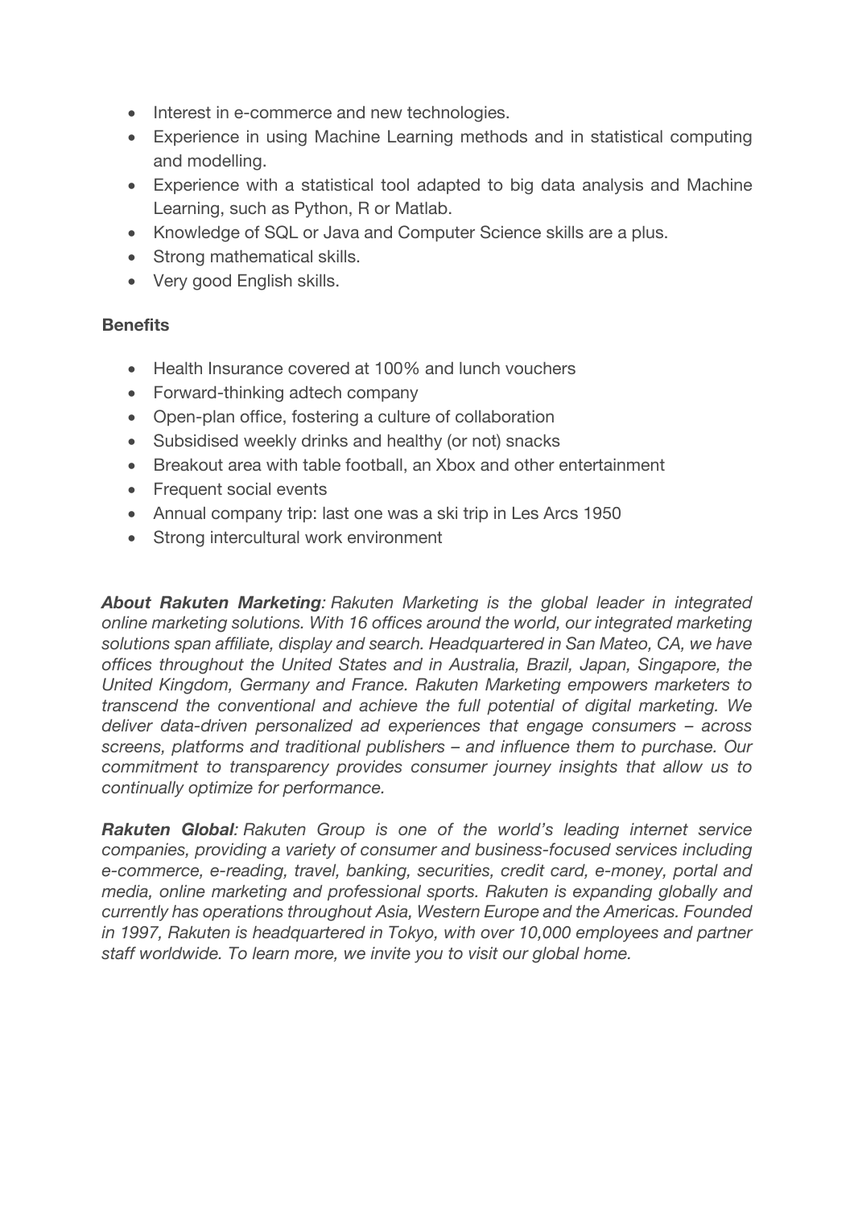- Interest in e-commerce and new technologies.
- Experience in using Machine Learning methods and in statistical computing and modelling.
- Experience with a statistical tool adapted to big data analysis and Machine Learning, such as Python, R or Matlab.
- Knowledge of SQL or Java and Computer Science skills are a plus.
- Strong mathematical skills.
- Very good English skills.

**Benefits**

- Health Insurance covered at 100% and lunch vouchers
- Forward-thinking adtech company
- Open-plan office, fostering a culture of collaboration
- Subsidised weekly drinks and healthy (or not) snacks
- Breakout area with table football, an Xbox and other entertainment
- Frequent social events
- Annual company trip: last one was a ski trip in Les Arcs 1950
- Strong intercultural work environment

***About Rakuten Marketing**: Rakuten Marketing is the global leader in integrated online marketing solutions. With 16 offices around the world, our integrated marketing solutions span affiliate, display and search. Headquartered in San Mateo, CA, we have offices throughout the United States and in Australia, Brazil, Japan, Singapore, the United Kingdom, Germany and France. Rakuten Marketing empowers marketers to transcend the conventional and achieve the full potential of digital marketing. We deliver data-driven personalized ad experiences that engage consumers – across screens, platforms and traditional publishers – and influence them to purchase. Our commitment to transparency provides consumer journey insights that allow us to continually optimize for performance.*

***Rakuten Global**: Rakuten Group is one of the world's leading internet service companies, providing a variety of consumer and business-focused services including e-commerce, e-reading, travel, banking, securities, credit card, e-money, portal and media, online marketing and professional sports. Rakuten is expanding globally and currently has operations throughout Asia, Western Europe and the Americas. Founded in 1997, Rakuten is headquartered in Tokyo, with over 10,000 employees and partner staff worldwide. To learn more, we invite you to visit our global home.*